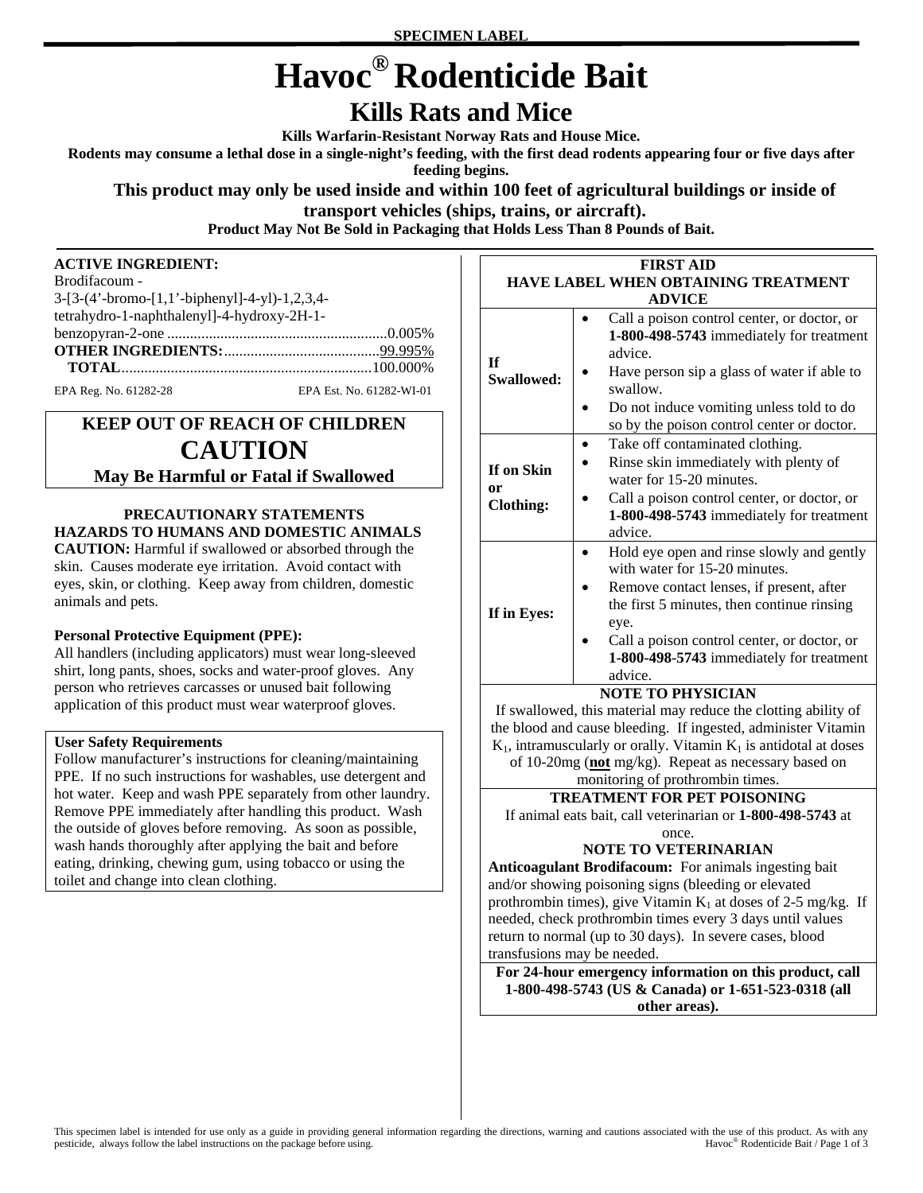SPECIMEN LABEL

# Havoc® Rodenticide Bait

## Kills Rats and Mice

**Kills Warfarin-Resistant Norway Rats and House Mice.**

**Rodents may consume a lethal dose in a single-night's feeding, with the first dead rodents appearing four or five days after feeding begins.**

**This product may only be used inside and within 100 feet of agricultural buildings or inside of transport vehicles (ships, trains, or aircraft).**

**Product May Not Be Sold in Packaging that Holds Less Than 8 Pounds of Bait.**

**ACTIVE INGREDIENT:**

Brodifacoum - 3-[3-(4'-bromo-[1,1'-biphenyl]-4-yl)-1,2,3,4-tetrahydro-1-naphthalenyl]-4-hydroxy-2H-1-benzopyran-2-one .......................................................0.005%

**OTHER INGREDIENTS:**.........................................99.995%

**TOTAL**.................................................................100.000%

EPA Reg. No. 61282-28 EPA Est. No. 61282-WI-01

**KEEP OUT OF REACH OF CHILDREN**

**CAUTION**

**May Be Harmful or Fatal if Swallowed**

### PRECAUTIONARY STATEMENTS

### HAZARDS TO HUMANS AND DOMESTIC ANIMALS

**CAUTION:** Harmful if swallowed or absorbed through the skin. Causes moderate eye irritation. Avoid contact with eyes, skin, or clothing. Keep away from children, domestic animals and pets.

**Personal Protective Equipment (PPE):**

All handlers (including applicators) must wear long-sleeved shirt, long pants, shoes, socks and water-proof gloves. Any person who retrieves carcasses or unused bait following application of this product must wear waterproof gloves.

**User Safety Requirements**

Follow manufacturer's instructions for cleaning/maintaining PPE. If no such instructions for washables, use detergent and hot water. Keep and wash PPE separately from other laundry. Remove PPE immediately after handling this product. Wash the outside of gloves before removing. As soon as possible, wash hands thoroughly after applying the bait and before eating, drinking, chewing gum, using tobacco or using the toilet and change into clean clothing.

**FIRST AID**

**HAVE LABEL WHEN OBTAINING TREATMENT ADVICE**

| | |
|---|---|
| **If Swallowed:** | • Call a poison control center, or doctor, or **1-800-498-5743** immediately for treatment advice.<br>• Have person sip a glass of water if able to swallow.<br>• Do not induce vomiting unless told to do so by the poison control center or doctor. |
| **If on Skin or Clothing:** | • Take off contaminated clothing.<br>• Rinse skin immediately with plenty of water for 15-20 minutes.<br>• Call a poison control center, or doctor, or **1-800-498-5743** immediately for treatment advice. |
| **If in Eyes:** | • Hold eye open and rinse slowly and gently with water for 15-20 minutes.<br>• Remove contact lenses, if present, after the first 5 minutes, then continue rinsing eye.<br>• Call a poison control center, or doctor, or **1-800-498-5743** immediately for treatment advice. |

**NOTE TO PHYSICIAN**

If swallowed, this material may reduce the clotting ability of the blood and cause bleeding. If ingested, administer Vitamin $K_1$, intramuscularly or orally. Vitamin $K_1$ is antidotal at doses of 10-20mg (**not** mg/kg). Repeat as necessary based on monitoring of prothrombin times.

**TREATMENT FOR PET POISONING**

If animal eats bait, call veterinarian or **1-800-498-5743** at once.

**NOTE TO VETERINARIAN**

**Anticoagulant Brodifacoum:** For animals ingesting bait and/or showing poisoning signs (bleeding or elevated prothrombin times), give Vitamin $K_1$ at doses of 2-5 mg/kg. If needed, check prothrombin times every 3 days until values return to normal (up to 30 days). In severe cases, blood transfusions may be needed.

**For 24-hour emergency information on this product, call 1-800-498-5743 (US & Canada) or 1-651-523-0318 (all other areas).**

This specimen label is intended for use only as a guide in providing general information regarding the directions, warning and cautions associated with the use of this product. As with any pesticide, always follow the label instructions on the package before using.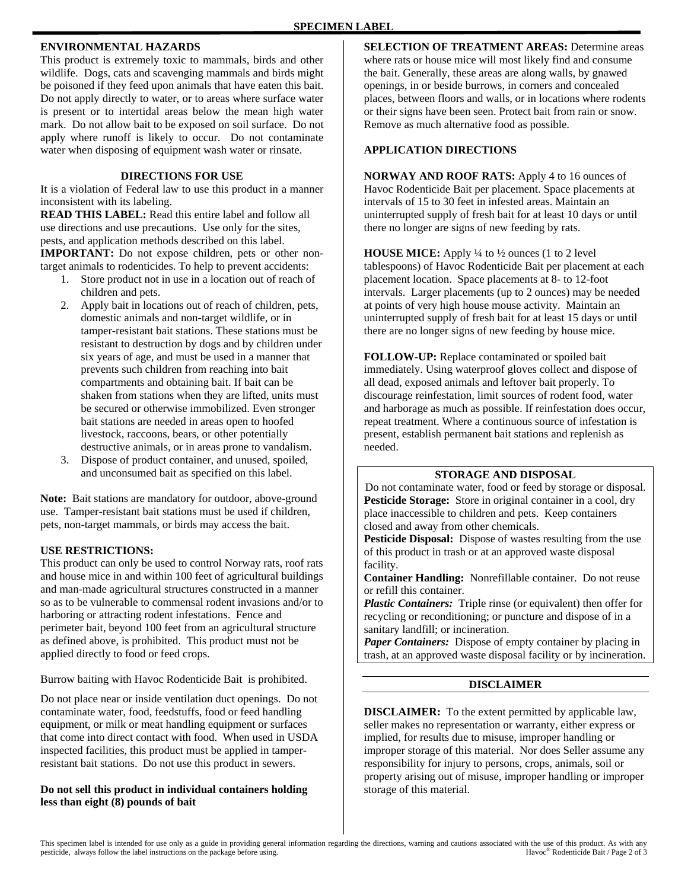**SPECIMEN LABEL**

## ENVIRONMENTAL HAZARDS

This product is extremely toxic to mammals, birds and other wildlife. Dogs, cats and scavenging mammals and birds might be poisoned if they feed upon animals that have eaten this bait. Do not apply directly to water, or to areas where surface water is present or to intertidal areas below the mean high water mark. Do not allow bait to be exposed on soil surface. Do not apply where runoff is likely to occur. Do not contaminate water when disposing of equipment wash water or rinsate.

## DIRECTIONS FOR USE

It is a violation of Federal law to use this product in a manner inconsistent with its labeling.

**READ THIS LABEL:** Read this entire label and follow all use directions and use precautions. Use only for the sites, pests, and application methods described on this label.

**IMPORTANT:** Do not expose children, pets or other non-target animals to rodenticides. To help to prevent accidents:

1. Store product not in use in a location out of reach of children and pets.
2. Apply bait in locations out of reach of children, pets, domestic animals and non-target wildlife, or in tamper-resistant bait stations. These stations must be resistant to destruction by dogs and by children under six years of age, and must be used in a manner that prevents such children from reaching into bait compartments and obtaining bait. If bait can be shaken from stations when they are lifted, units must be secured or otherwise immobilized. Even stronger bait stations are needed in areas open to hoofed livestock, raccoons, bears, or other potentially destructive animals, or in areas prone to vandalism.
3. Dispose of product container, and unused, spoiled, and unconsumed bait as specified on this label.

**Note:** Bait stations are mandatory for outdoor, above-ground use. Tamper-resistant bait stations must be used if children, pets, non-target mammals, or birds may access the bait.

**USE RESTRICTIONS:**

This product can only be used to control Norway rats, roof rats and house mice in and within 100 feet of agricultural buildings and man-made agricultural structures constructed in a manner so as to be vulnerable to commensal rodent invasions and/or to harboring or attracting rodent infestations. Fence and perimeter bait, beyond 100 feet from an agricultural structure as defined above, is prohibited. This product must not be applied directly to food or feed crops.

Burrow baiting with Havoc Rodenticide Bait is prohibited.

Do not place near or inside ventilation duct openings. Do not contaminate water, food, feedstuffs, food or feed handling equipment, or milk or meat handling equipment or surfaces that come into direct contact with food. When used in USDA inspected facilities, this product must be applied in tamper-resistant bait stations. Do not use this product in sewers.

**Do not sell this product in individual containers holding less than eight (8) pounds of bait**

**SELECTION OF TREATMENT AREAS:** Determine areas where rats or house mice will most likely find and consume the bait. Generally, these areas are along walls, by gnawed openings, in or beside burrows, in corners and concealed places, between floors and walls, or in locations where rodents or their signs have been seen. Protect bait from rain or snow. Remove as much alternative food as possible.

**APPLICATION DIRECTIONS**

**NORWAY AND ROOF RATS:** Apply 4 to 16 ounces of Havoc Rodenticide Bait per placement. Space placements at intervals of 15 to 30 feet in infested areas. Maintain an uninterrupted supply of fresh bait for at least 10 days or until there no longer are signs of new feeding by rats.

**HOUSE MICE:** Apply ¼ to ½ ounces (1 to 2 level tablespoons) of Havoc Rodenticide Bait per placement at each placement location. Space placements at 8- to 12-foot intervals. Larger placements (up to 2 ounces) may be needed at points of very high house mouse activity. Maintain an uninterrupted supply of fresh bait for at least 15 days or until there are no longer signs of new feeding by house mice.

**FOLLOW-UP:** Replace contaminated or spoiled bait immediately. Using waterproof gloves collect and dispose of all dead, exposed animals and leftover bait properly. To discourage reinfestation, limit sources of rodent food, water and harborage as much as possible. If reinfestation does occur, repeat treatment. Where a continuous source of infestation is present, establish permanent bait stations and replenish as needed.

## STORAGE AND DISPOSAL

Do not contaminate water, food or feed by storage or disposal.

**Pesticide Storage:** Store in original container in a cool, dry place inaccessible to children and pets. Keep containers closed and away from other chemicals.

**Pesticide Disposal:** Dispose of wastes resulting from the use of this product in trash or at an approved waste disposal facility.

**Container Handling:** Nonrefillable container. Do not reuse or refill this container.

***Plastic Containers:*** Triple rinse (or equivalent) then offer for recycling or reconditioning; or puncture and dispose of in a sanitary landfill; or incineration.

***Paper Containers:*** Dispose of empty container by placing in trash, at an approved waste disposal facility or by incineration.

## DISCLAIMER

**DISCLAIMER:** To the extent permitted by applicable law, seller makes no representation or warranty, either express or implied, for results due to misuse, improper handling or improper storage of this material. Nor does Seller assume any responsibility for injury to persons, crops, animals, soil or property arising out of misuse, improper handling or improper storage of this material.

This specimen label is intended for use only as a guide in providing general information regarding the directions, warning and cautions associated with the use of this product. As with any pesticide, always follow the label instructions on the package before using.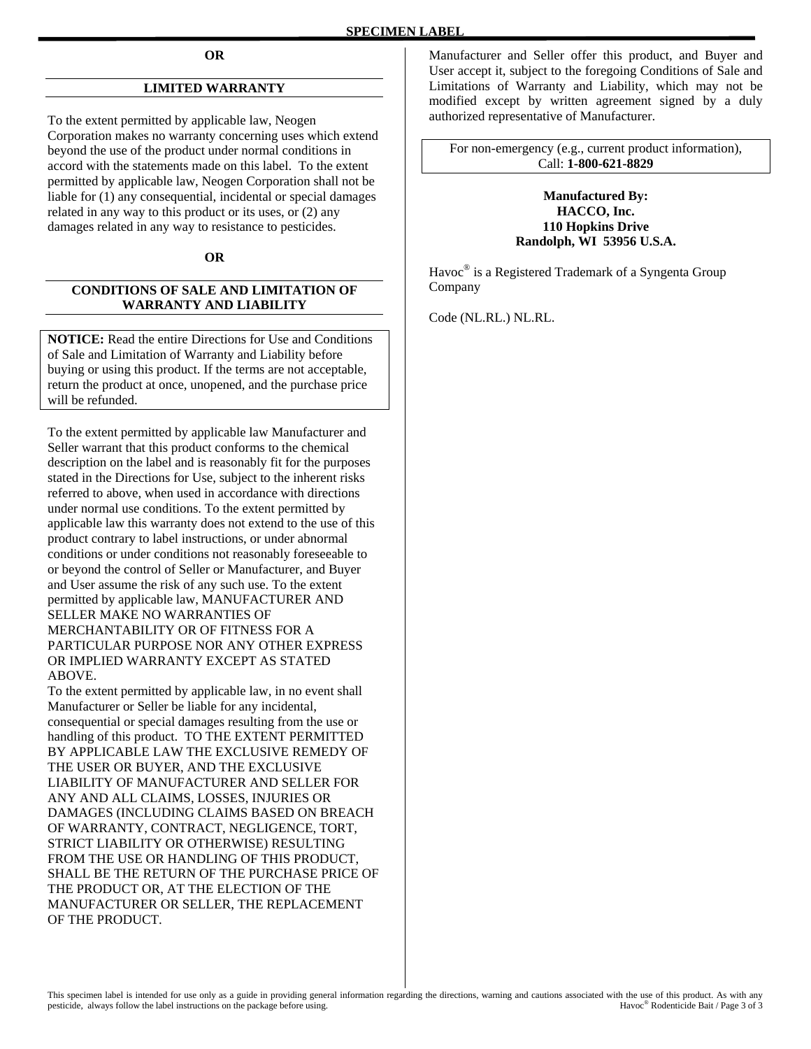**OR**

## LIMITED WARRANTY

To the extent permitted by applicable law, Neogen Corporation makes no warranty concerning uses which extend beyond the use of the product under normal conditions in accord with the statements made on this label. To the extent permitted by applicable law, Neogen Corporation shall not be liable for (1) any consequential, incidental or special damages related in any way to this product or its uses, or (2) any damages related in any way to resistance to pesticides.

**OR**

## CONDITIONS OF SALE AND LIMITATION OF WARRANTY AND LIABILITY

**NOTICE:** Read the entire Directions for Use and Conditions of Sale and Limitation of Warranty and Liability before buying or using this product. If the terms are not acceptable, return the product at once, unopened, and the purchase price will be refunded.

To the extent permitted by applicable law Manufacturer and Seller warrant that this product conforms to the chemical description on the label and is reasonably fit for the purposes stated in the Directions for Use, subject to the inherent risks referred to above, when used in accordance with directions under normal use conditions. To the extent permitted by applicable law this warranty does not extend to the use of this product contrary to label instructions, or under abnormal conditions or under conditions not reasonably foreseeable to or beyond the control of Seller or Manufacturer, and Buyer and User assume the risk of any such use. To the extent permitted by applicable law, MANUFACTURER AND SELLER MAKE NO WARRANTIES OF MERCHANTABILITY OR OF FITNESS FOR A PARTICULAR PURPOSE NOR ANY OTHER EXPRESS OR IMPLIED WARRANTY EXCEPT AS STATED ABOVE.

To the extent permitted by applicable law, in no event shall Manufacturer or Seller be liable for any incidental, consequential or special damages resulting from the use or handling of this product. TO THE EXTENT PERMITTED BY APPLICABLE LAW THE EXCLUSIVE REMEDY OF THE USER OR BUYER, AND THE EXCLUSIVE LIABILITY OF MANUFACTURER AND SELLER FOR ANY AND ALL CLAIMS, LOSSES, INJURIES OR DAMAGES (INCLUDING CLAIMS BASED ON BREACH OF WARRANTY, CONTRACT, NEGLIGENCE, TORT, STRICT LIABILITY OR OTHERWISE) RESULTING FROM THE USE OR HANDLING OF THIS PRODUCT, SHALL BE THE RETURN OF THE PURCHASE PRICE OF THE PRODUCT OR, AT THE ELECTION OF THE MANUFACTURER OR SELLER, THE REPLACEMENT OF THE PRODUCT.

Manufacturer and Seller offer this product, and Buyer and User accept it, subject to the foregoing Conditions of Sale and Limitations of Warranty and Liability, which may not be modified except by written agreement signed by a duly authorized representative of Manufacturer.

For non-emergency (e.g., current product information), Call: **1-800-621-8829**

**Manufactured By:**
**HACCO, Inc.**
**110 Hopkins Drive**
**Randolph, WI 53956 U.S.A.**

Havoc® is a Registered Trademark of a Syngenta Group Company

Code (NL.RL.) NL.RL.

This specimen label is intended for use only as a guide in providing general information regarding the directions, warning and cautions associated with the use of this product. As with any pesticide, always follow the label instructions on the package before using.